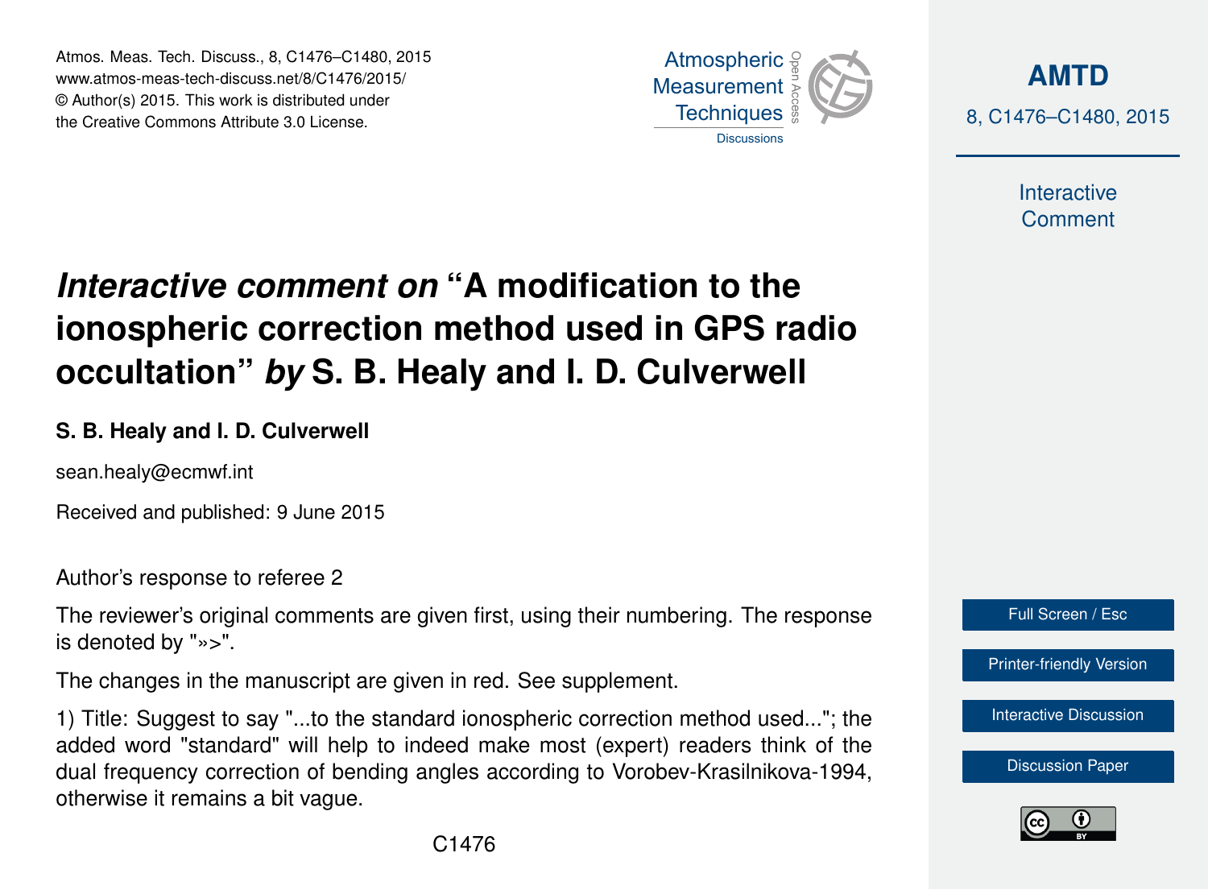# *Interactive comment on* "A modification to the ionospheric correction method used in GPS radio occultation" *by* S. B. Healy and I. D. Culverwell

**S. B. Healy and I. D. Culverwell**

sean.healy@ecmwf.int

Received and published: 9 June 2015

Author's response to referee 2

The reviewer's original comments are given first, using their numbering. The response is denoted by "»>".

The changes in the manuscript are given in red. See supplement.

1) Title: Suggest to say "...to the standard ionospheric correction method used..."; the added word "standard" will help to indeed make most (expert) readers think of the dual frequency correction of bending angles according to Vorobev-Krasilnikova-1994, otherwise it remains a bit vague.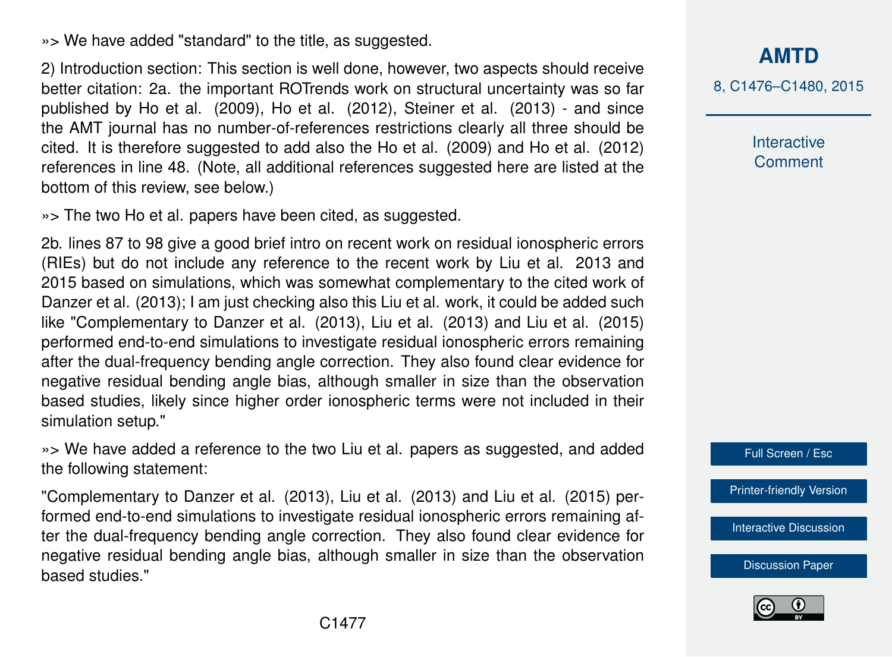»> We have added "standard" to the title, as suggested.

2) Introduction section: This section is well done, however, two aspects should receive better citation: 2a. the important ROTrends work on structural uncertainty was so far published by Ho et al. (2009), Ho et al. (2012), Steiner et al. (2013) - and since the AMT journal has no number-of-references restrictions clearly all three should be cited. It is therefore suggested to add also the Ho et al. (2009) and Ho et al. (2012) references in line 48. (Note, all additional references suggested here are listed at the bottom of this review, see below.)

»> The two Ho et al. papers have been cited, as suggested.

2b. lines 87 to 98 give a good brief intro on recent work on residual ionospheric errors (RIEs) but do not include any reference to the recent work by Liu et al. 2013 and 2015 based on simulations, which was somewhat complementary to the cited work of Danzer et al. (2013); I am just checking also this Liu et al. work, it could be added such like "Complementary to Danzer et al. (2013), Liu et al. (2013) and Liu et al. (2015) performed end-to-end simulations to investigate residual ionospheric errors remaining after the dual-frequency bending angle correction. They also found clear evidence for negative residual bending angle bias, although smaller in size than the observation based studies, likely since higher order ionospheric terms were not included in their simulation setup."

»> We have added a reference to the two Liu et al. papers as suggested, and added the following statement:

"Complementary to Danzer et al. (2013), Liu et al. (2013) and Liu et al. (2015) performed end-to-end simulations to investigate residual ionospheric errors remaining after the dual-frequency bending angle correction. They also found clear evidence for negative residual bending angle bias, although smaller in size than the observation based studies."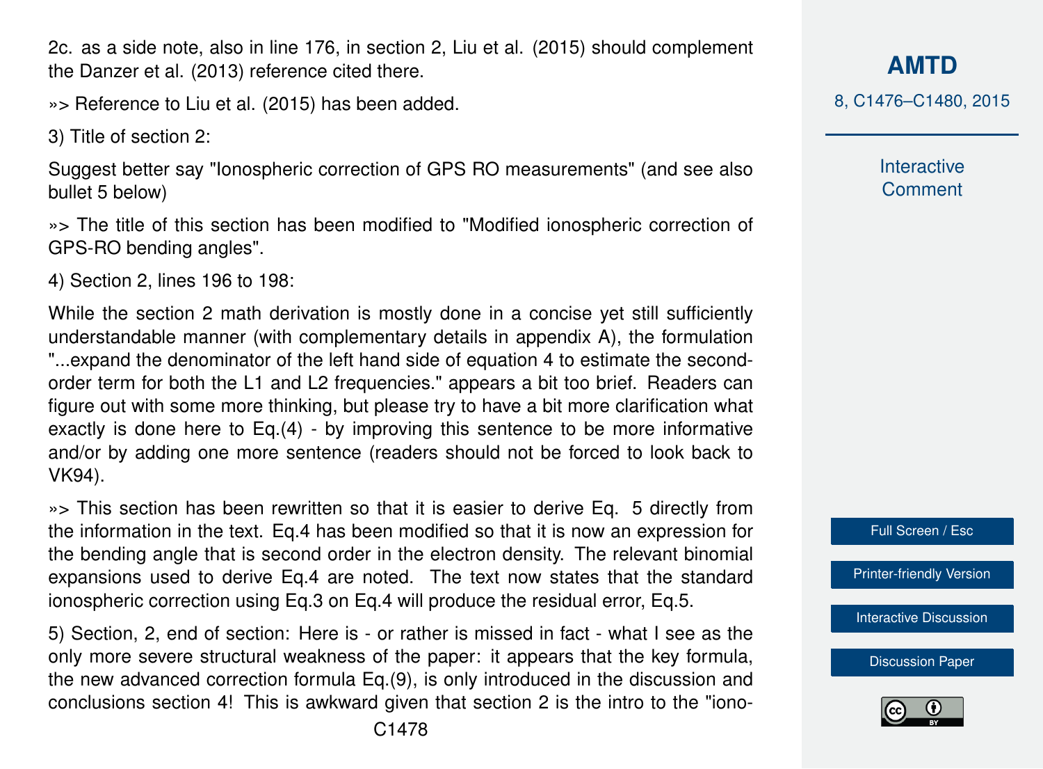2c. as a side note, also in line 176, in section 2, Liu et al. (2015) should complement the Danzer et al. (2013) reference cited there.

»> Reference to Liu et al. (2015) has been added.

3) Title of section 2:

Suggest better say "Ionospheric correction of GPS RO measurements" (and see also bullet 5 below)

»> The title of this section has been modified to "Modified ionospheric correction of GPS-RO bending angles".

4) Section 2, lines 196 to 198:

While the section 2 math derivation is mostly done in a concise yet still sufficiently understandable manner (with complementary details in appendix A), the formulation "...expand the denominator of the left hand side of equation 4 to estimate the second-order term for both the L1 and L2 frequencies." appears a bit too brief. Readers can figure out with some more thinking, but please try to have a bit more clarification what exactly is done here to Eq.(4) - by improving this sentence to be more informative and/or by adding one more sentence (readers should not be forced to look back to VK94).

»> This section has been rewritten so that it is easier to derive Eq. 5 directly from the information in the text. Eq.4 has been modified so that it is now an expression for the bending angle that is second order in the electron density. The relevant binomial expansions used to derive Eq.4 are noted. The text now states that the standard ionospheric correction using Eq.3 on Eq.4 will produce the residual error, Eq.5.

5) Section, 2, end of section: Here is - or rather is missed in fact - what I see as the only more severe structural weakness of the paper: it appears that the key formula, the new advanced correction formula Eq.(9), is only introduced in the discussion and conclusions section 4! This is awkward given that section 2 is the intro to the "iono-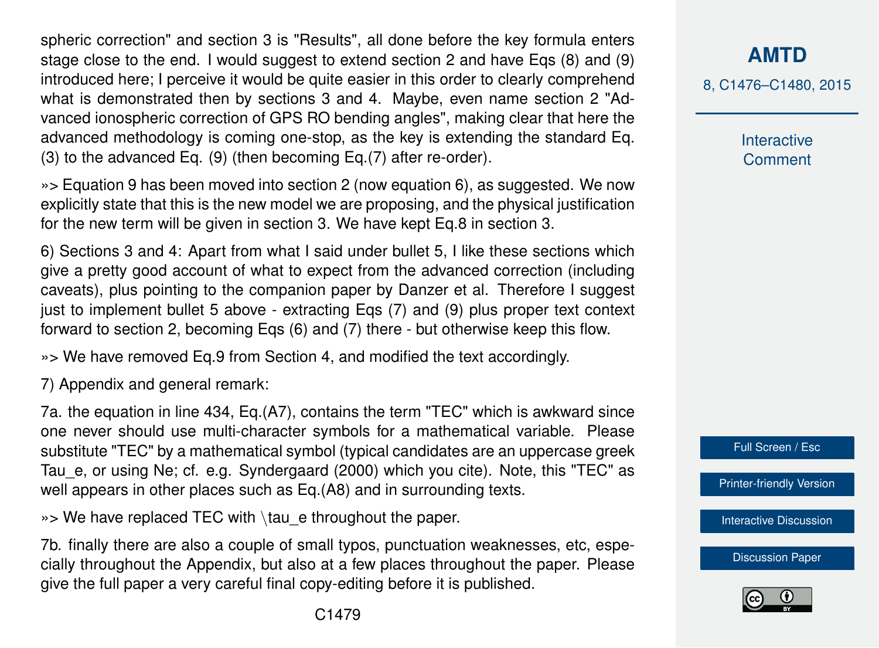spheric correction" and section 3 is "Results", all done before the key formula enters stage close to the end. I would suggest to extend section 2 and have Eqs (8) and (9) introduced here; I perceive it would be quite easier in this order to clearly comprehend what is demonstrated then by sections 3 and 4. Maybe, even name section 2 "Advanced ionospheric correction of GPS RO bending angles", making clear that here the advanced methodology is coming one-stop, as the key is extending the standard Eq. (3) to the advanced Eq. (9) (then becoming Eq.(7) after re-order).

»> Equation 9 has been moved into section 2 (now equation 6), as suggested. We now explicitly state that this is the new model we are proposing, and the physical justification for the new term will be given in section 3. We have kept Eq.8 in section 3.

6) Sections 3 and 4: Apart from what I said under bullet 5, I like these sections which give a pretty good account of what to expect from the advanced correction (including caveats), plus pointing to the companion paper by Danzer et al. Therefore I suggest just to implement bullet 5 above - extracting Eqs (7) and (9) plus proper text context forward to section 2, becoming Eqs (6) and (7) there - but otherwise keep this flow.

»> We have removed Eq.9 from Section 4, and modified the text accordingly.

7) Appendix and general remark:

7a. the equation in line 434, Eq.(A7), contains the term "TEC" which is awkward since one never should use multi-character symbols for a mathematical variable. Please substitute "TEC" by a mathematical symbol (typical candidates are an uppercase greek Tau_e, or using Ne; cf. e.g. Syndergaard (2000) which you cite). Note, this "TEC" as well appears in other places such as Eq.(A8) and in surrounding texts.

»> We have replaced TEC with \tau_e throughout the paper.

7b. finally there are also a couple of small typos, punctuation weaknesses, etc, especially throughout the Appendix, but also at a few places throughout the paper. Please give the full paper a very careful final copy-editing before it is published.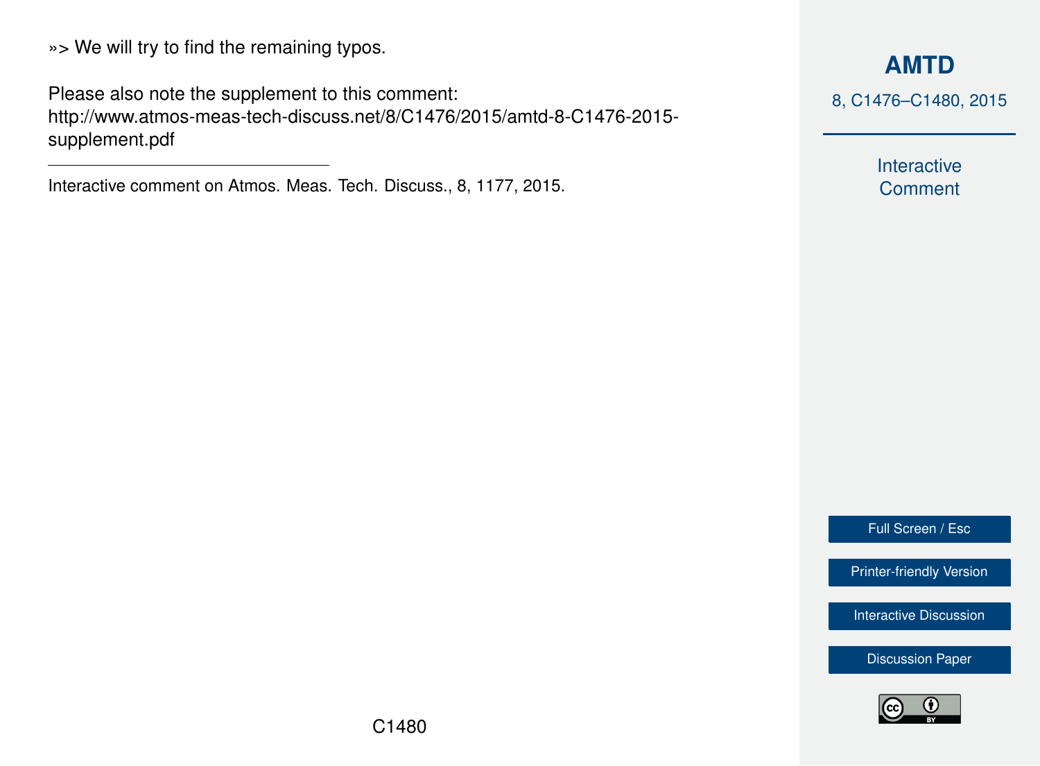»> We will try to find the remaining typos.

Please also note the supplement to this comment:
http://www.atmos-meas-tech-discuss.net/8/C1476/2015/amtd-8-C1476-2015-supplement.pdf

---

Interactive comment on Atmos. Meas. Tech. Discuss., 8, 1177, 2015.